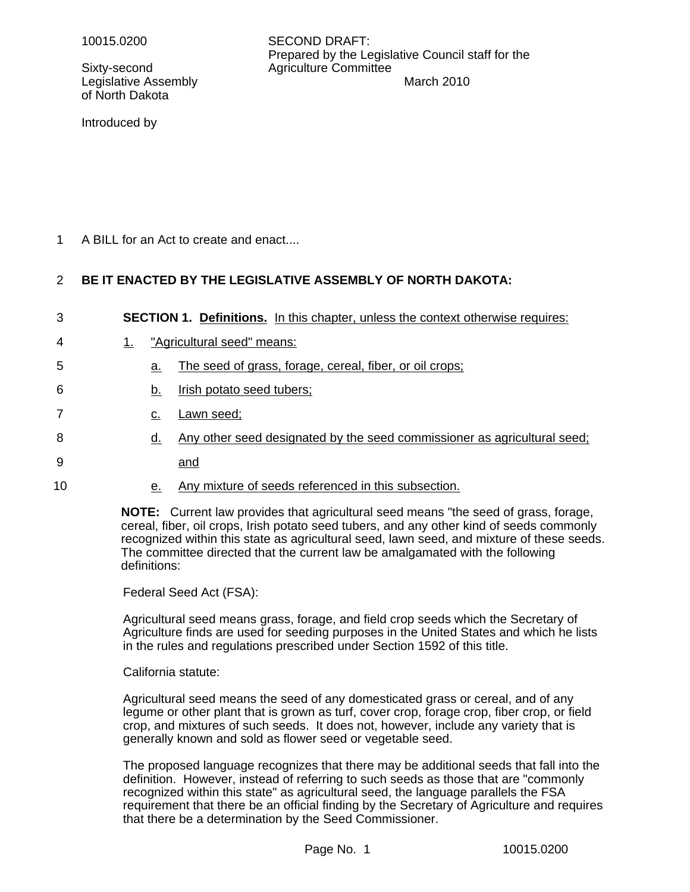10015.0200

Sixty-second Legislative Assembly of North Dakota

SECOND DRAFT:
Prepared by the Legislative Council staff for the Agriculture Committee
March 2010

Introduced by

A BILL for an Act to create and enact....

**BE IT ENACTED BY THE LEGISLATIVE ASSEMBLY OF NORTH DAKOTA:**

**SECTION 1. Definitions.** In this chapter, unless the context otherwise requires:

1. "Agricultural seed" means:
   a. The seed of grass, forage, cereal, fiber, or oil crops;
   b. Irish potato seed tubers;
   c. Lawn seed;
   d. Any other seed designated by the seed commissioner as agricultural seed; and
   e. Any mixture of seeds referenced in this subsection.

**NOTE:** Current law provides that agricultural seed means "the seed of grass, forage, cereal, fiber, oil crops, Irish potato seed tubers, and any other kind of seeds commonly recognized within this state as agricultural seed, lawn seed, and mixture of these seeds. The committee directed that the current law be amalgamated with the following definitions:

Federal Seed Act (FSA):

Agricultural seed means grass, forage, and field crop seeds which the Secretary of Agriculture finds are used for seeding purposes in the United States and which he lists in the rules and regulations prescribed under Section 1592 of this title.

California statute:

Agricultural seed means the seed of any domesticated grass or cereal, and of any legume or other plant that is grown as turf, cover crop, forage crop, fiber crop, or field crop, and mixtures of such seeds. It does not, however, include any variety that is generally known and sold as flower seed or vegetable seed.

The proposed language recognizes that there may be additional seeds that fall into the definition. However, instead of referring to such seeds as those that are "commonly recognized within this state" as agricultural seed, the language parallels the FSA requirement that there be an official finding by the Secretary of Agriculture and requires that there be a determination by the Seed Commissioner.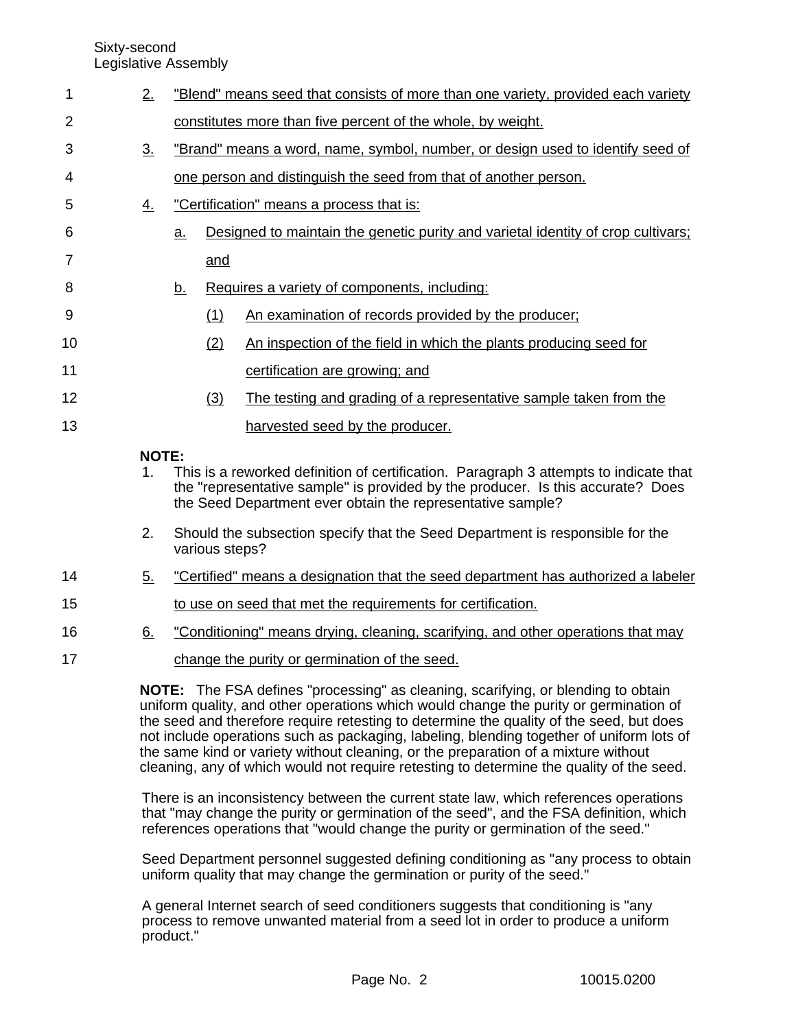2. "Blend" means seed that consists of more than one variety, provided each variety constitutes more than five percent of the whole, by weight.

3. "Brand" means a word, name, symbol, number, or design used to identify seed of one person and distinguish the seed from that of another person.

4. "Certification" means a process that is:

   a. Designed to maintain the genetic purity and varietal identity of crop cultivars; and

   b. Requires a variety of components, including:

      (1) An examination of records provided by the producer;

      (2) An inspection of the field in which the plants producing seed for certification are growing; and

      (3) The testing and grading of a representative sample taken from the harvested seed by the producer.

**NOTE:**

1. This is a reworked definition of certification. Paragraph 3 attempts to indicate that the "representative sample" is provided by the producer. Is this accurate? Does the Seed Department ever obtain the representative sample?

2. Should the subsection specify that the Seed Department is responsible for the various steps?

5. "Certified" means a designation that the seed department has authorized a labeler to use on seed that met the requirements for certification.

6. "Conditioning" means drying, cleaning, scarifying, and other operations that may change the purity or germination of the seed.

**NOTE:** The FSA defines "processing" as cleaning, scarifying, or blending to obtain uniform quality, and other operations which would change the purity or germination of the seed and therefore require retesting to determine the quality of the seed, but does not include operations such as packaging, labeling, blending together of uniform lots of the same kind or variety without cleaning, or the preparation of a mixture without cleaning, any of which would not require retesting to determine the quality of the seed.

There is an inconsistency between the current state law, which references operations that "may change the purity or germination of the seed", and the FSA definition, which references operations that "would change the purity or germination of the seed."

Seed Department personnel suggested defining conditioning as "any process to obtain uniform quality that may change the germination or purity of the seed."

A general Internet search of seed conditioners suggests that conditioning is "any process to remove unwanted material from a seed lot in order to produce a uniform product."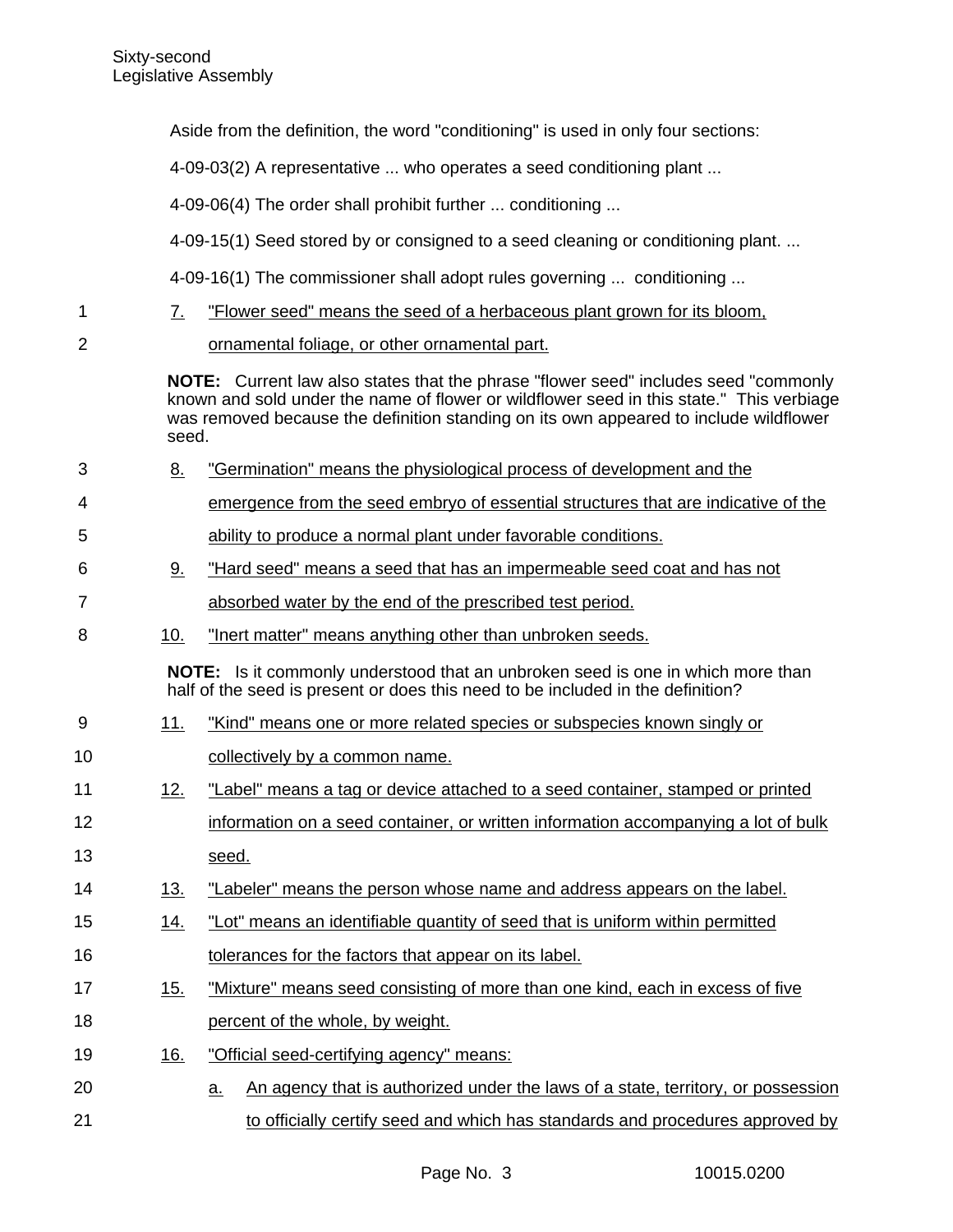Aside from the definition, the word "conditioning" is used in only four sections:

4-09-03(2) A representative ... who operates a seed conditioning plant ...

4-09-06(4) The order shall prohibit further ... conditioning ...

4-09-15(1) Seed stored by or consigned to a seed cleaning or conditioning plant. ...

4-09-16(1) The commissioner shall adopt rules governing ... conditioning ...

7. "Flower seed" means the seed of a herbaceous plant grown for its bloom, ornamental foliage, or other ornamental part.

**NOTE:** Current law also states that the phrase "flower seed" includes seed "commonly known and sold under the name of flower or wildflower seed in this state." This verbiage was removed because the definition standing on its own appeared to include wildflower seed.

8. "Germination" means the physiological process of development and the emergence from the seed embryo of essential structures that are indicative of the ability to produce a normal plant under favorable conditions.

9. "Hard seed" means a seed that has an impermeable seed coat and has not absorbed water by the end of the prescribed test period.

10. "Inert matter" means anything other than unbroken seeds.

**NOTE:** Is it commonly understood that an unbroken seed is one in which more than half of the seed is present or does this need to be included in the definition?

11. "Kind" means one or more related species or subspecies known singly or collectively by a common name.

12. "Label" means a tag or device attached to a seed container, stamped or printed information on a seed container, or written information accompanying a lot of bulk seed.

13. "Labeler" means the person whose name and address appears on the label.

14. "Lot" means an identifiable quantity of seed that is uniform within permitted tolerances for the factors that appear on its label.

15. "Mixture" means seed consisting of more than one kind, each in excess of five percent of the whole, by weight.

16. "Official seed-certifying agency" means:

    a. An agency that is authorized under the laws of a state, territory, or possession to officially certify seed and which has standards and procedures approved by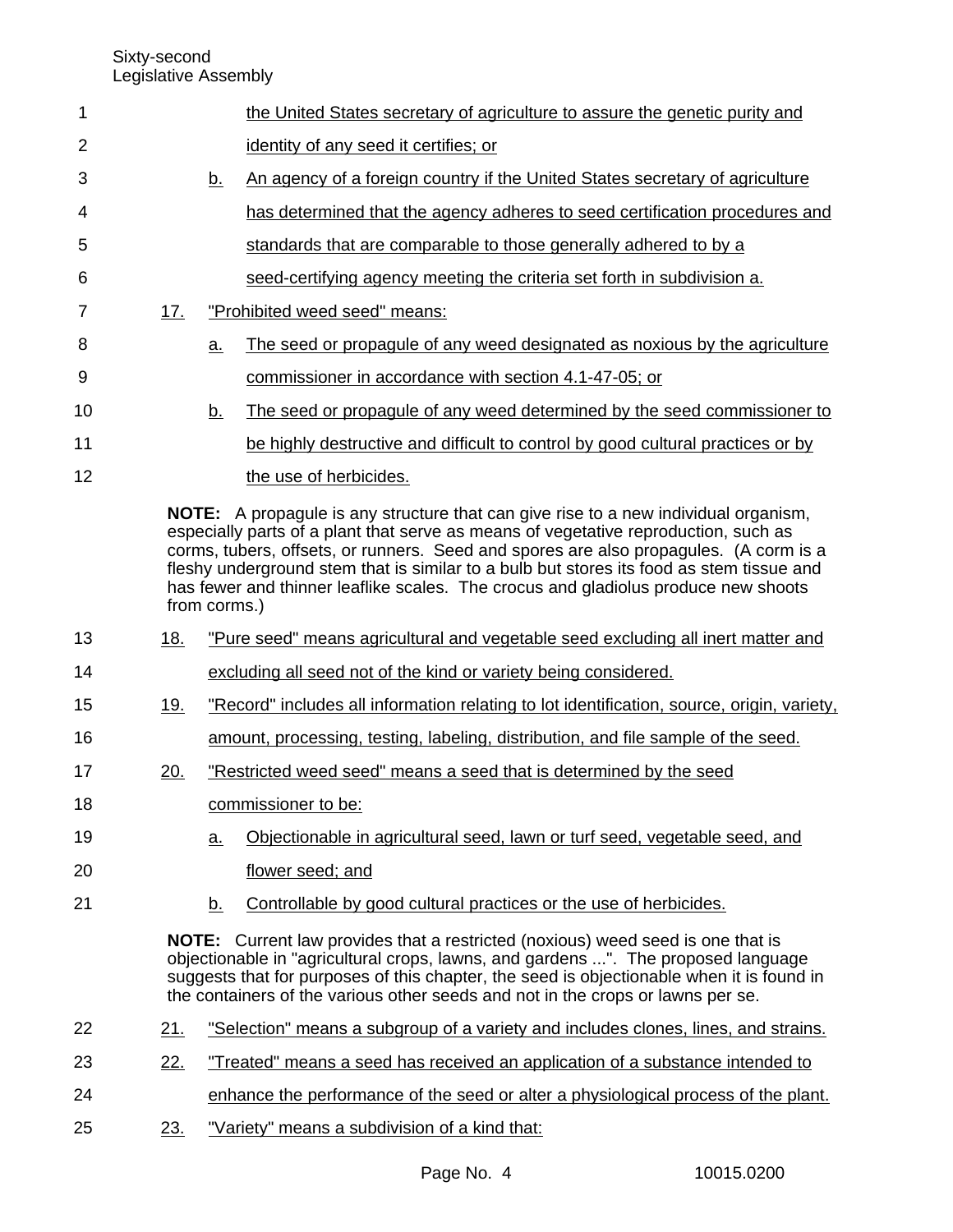the United States secretary of agriculture to assure the genetic purity and identity of any seed it certifies; or

b. An agency of a foreign country if the United States secretary of agriculture has determined that the agency adheres to seed certification procedures and standards that are comparable to those generally adhered to by a seed-certifying agency meeting the criteria set forth in subdivision a.

17. "Prohibited weed seed" means:

a. The seed or propagule of any weed designated as noxious by the agriculture commissioner in accordance with section 4.1-47-05; or

b. The seed or propagule of any weed determined by the seed commissioner to be highly destructive and difficult to control by good cultural practices or by the use of herbicides.

**NOTE:** A propagule is any structure that can give rise to a new individual organism, especially parts of a plant that serve as means of vegetative reproduction, such as corms, tubers, offsets, or runners. Seed and spores are also propagules. (A corm is a fleshy underground stem that is similar to a bulb but stores its food as stem tissue and has fewer and thinner leaflike scales. The crocus and gladiolus produce new shoots from corms.)

18. "Pure seed" means agricultural and vegetable seed excluding all inert matter and excluding all seed not of the kind or variety being considered.

19. "Record" includes all information relating to lot identification, source, origin, variety, amount, processing, testing, labeling, distribution, and file sample of the seed.

20. "Restricted weed seed" means a seed that is determined by the seed commissioner to be:

a. Objectionable in agricultural seed, lawn or turf seed, vegetable seed, and flower seed; and

b. Controllable by good cultural practices or the use of herbicides.

**NOTE:** Current law provides that a restricted (noxious) weed seed is one that is objectionable in "agricultural crops, lawns, and gardens ...". The proposed language suggests that for purposes of this chapter, the seed is objectionable when it is found in the containers of the various other seeds and not in the crops or lawns per se.

21. "Selection" means a subgroup of a variety and includes clones, lines, and strains.

22. "Treated" means a seed has received an application of a substance intended to enhance the performance of the seed or alter a physiological process of the plant.

23. "Variety" means a subdivision of a kind that: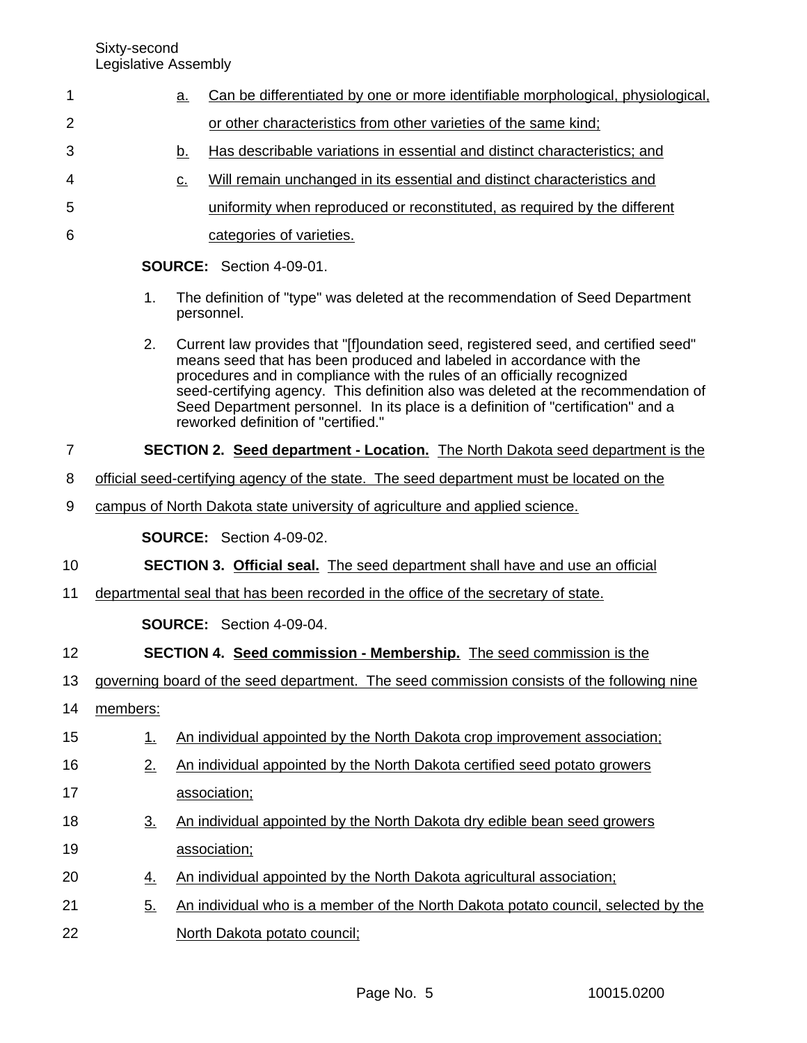a. Can be differentiated by one or more identifiable morphological, physiological, or other characteristics from other varieties of the same kind;

b. Has describable variations in essential and distinct characteristics; and

c. Will remain unchanged in its essential and distinct characteristics and uniformity when reproduced or reconstituted, as required by the different categories of varieties.

**SOURCE:** Section 4-09-01.

1. The definition of "type" was deleted at the recommendation of Seed Department personnel.

2. Current law provides that "[f]oundation seed, registered seed, and certified seed" means seed that has been produced and labeled in accordance with the procedures and in compliance with the rules of an officially recognized seed-certifying agency. This definition also was deleted at the recommendation of Seed Department personnel. In its place is a definition of "certification" and a reworked definition of "certified."

**SECTION 2. Seed department - Location.** The North Dakota seed department is the official seed-certifying agency of the state. The seed department must be located on the campus of North Dakota state university of agriculture and applied science.

**SOURCE:** Section 4-09-02.

**SECTION 3. Official seal.** The seed department shall have and use an official departmental seal that has been recorded in the office of the secretary of state.

**SOURCE:** Section 4-09-04.

**SECTION 4. Seed commission - Membership.** The seed commission is the governing board of the seed department. The seed commission consists of the following nine members:

1. An individual appointed by the North Dakota crop improvement association;
2. An individual appointed by the North Dakota certified seed potato growers association;
3. An individual appointed by the North Dakota dry edible bean seed growers association;
4. An individual appointed by the North Dakota agricultural association;
5. An individual who is a member of the North Dakota potato council, selected by the North Dakota potato council;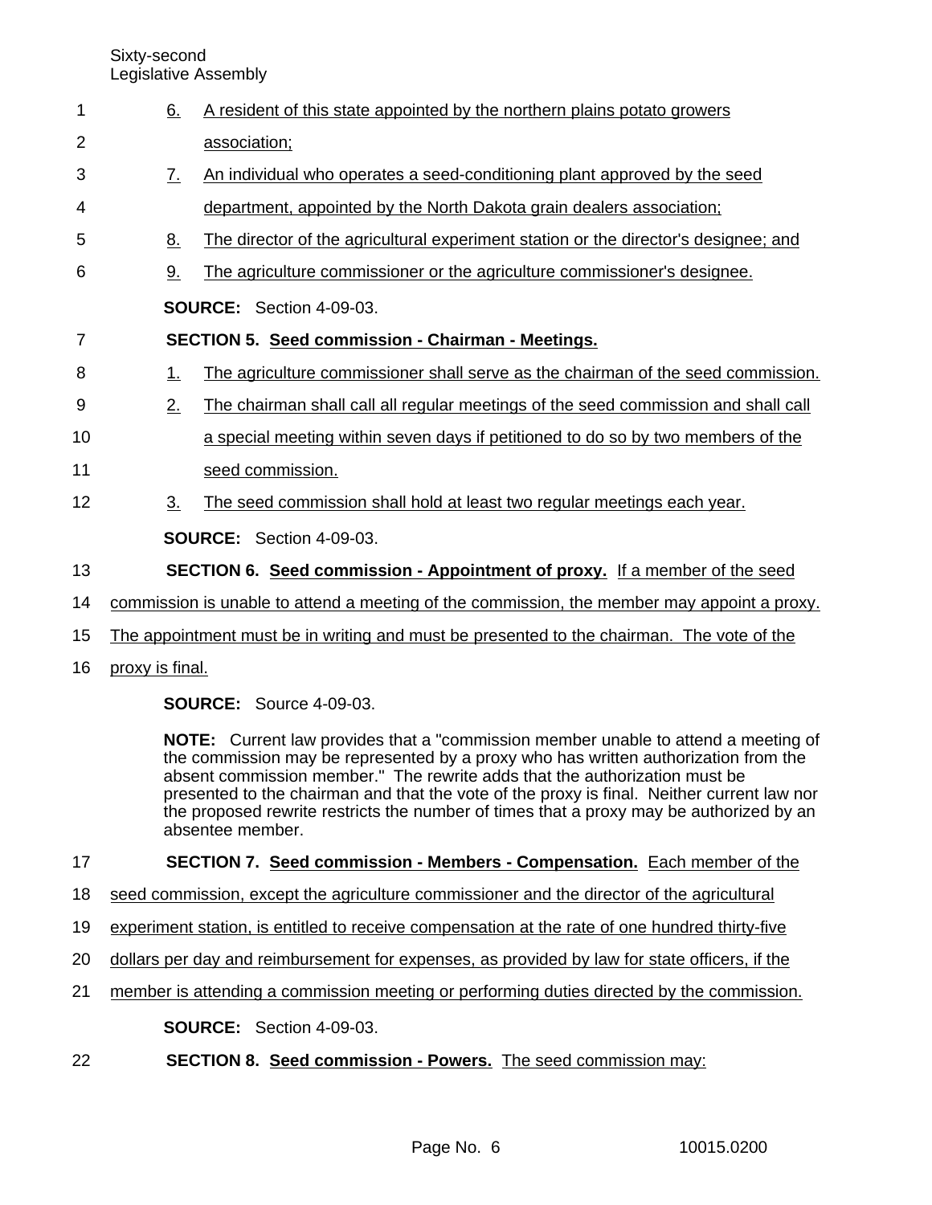6. A resident of this state appointed by the northern plains potato growers association;

7. An individual who operates a seed-conditioning plant approved by the seed department, appointed by the North Dakota grain dealers association;

8. The director of the agricultural experiment station or the director's designee; and

9. The agriculture commissioner or the agriculture commissioner's designee.

**SOURCE:** Section 4-09-03.

**SECTION 5. Seed commission - Chairman - Meetings.**

1. The agriculture commissioner shall serve as the chairman of the seed commission.

2. The chairman shall call all regular meetings of the seed commission and shall call a special meeting within seven days if petitioned to do so by two members of the seed commission.

3. The seed commission shall hold at least two regular meetings each year.

**SOURCE:** Section 4-09-03.

**SECTION 6. Seed commission - Appointment of proxy.** If a member of the seed commission is unable to attend a meeting of the commission, the member may appoint a proxy. The appointment must be in writing and must be presented to the chairman. The vote of the proxy is final.

**SOURCE:** Source 4-09-03.

**NOTE:** Current law provides that a "commission member unable to attend a meeting of the commission may be represented by a proxy who has written authorization from the absent commission member." The rewrite adds that the authorization must be presented to the chairman and that the vote of the proxy is final. Neither current law nor the proposed rewrite restricts the number of times that a proxy may be authorized by an absentee member.

**SECTION 7. Seed commission - Members - Compensation.** Each member of the seed commission, except the agriculture commissioner and the director of the agricultural experiment station, is entitled to receive compensation at the rate of one hundred thirty-five dollars per day and reimbursement for expenses, as provided by law for state officers, if the member is attending a commission meeting or performing duties directed by the commission.

**SOURCE:** Section 4-09-03.

**SECTION 8. Seed commission - Powers.** The seed commission may: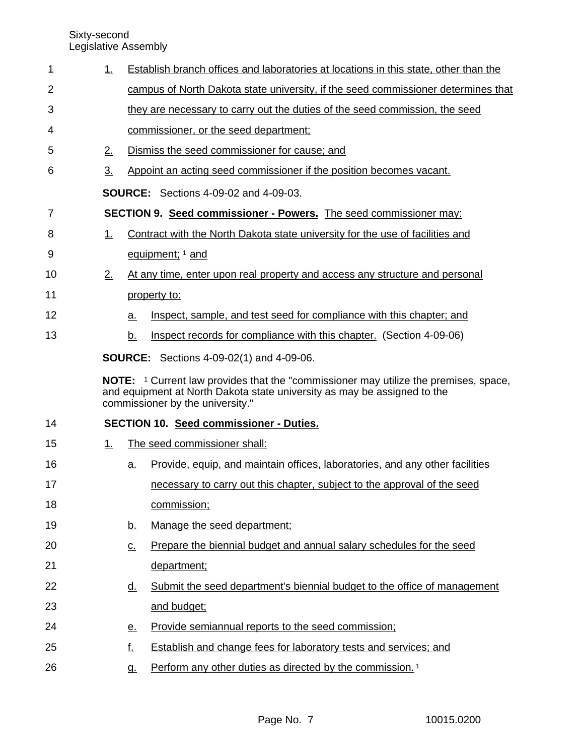1. Establish branch offices and laboratories at locations in this state, other than the campus of North Dakota state university, if the seed commissioner determines that they are necessary to carry out the duties of the seed commission, the seed commissioner, or the seed department;
2. Dismiss the seed commissioner for cause; and
3. Appoint an acting seed commissioner if the position becomes vacant.

**SOURCE:** Sections 4-09-02 and 4-09-03.

**SECTION 9. Seed commissioner - Powers.** The seed commissioner may:

1. Contract with the North Dakota state university for the use of facilities and equipment; [1] and
2. At any time, enter upon real property and access any structure and personal property to:
   a. Inspect, sample, and test seed for compliance with this chapter; and
   b. Inspect records for compliance with this chapter. (Section 4-09-06)

**SOURCE:** Sections 4-09-02(1) and 4-09-06.

**NOTE:** [1] Current law provides that the "commissioner may utilize the premises, space, and equipment at North Dakota state university as may be assigned to the commissioner by the university."

**SECTION 10. Seed commissioner - Duties.**

1. The seed commissioner shall:
   a. Provide, equip, and maintain offices, laboratories, and any other facilities necessary to carry out this chapter, subject to the approval of the seed commission;
   b. Manage the seed department;
   c. Prepare the biennial budget and annual salary schedules for the seed department;
   d. Submit the seed department's biennial budget to the office of management and budget;
   e. Provide semiannual reports to the seed commission;
   f. Establish and change fees for laboratory tests and services; and
   g. Perform any other duties as directed by the commission. [1]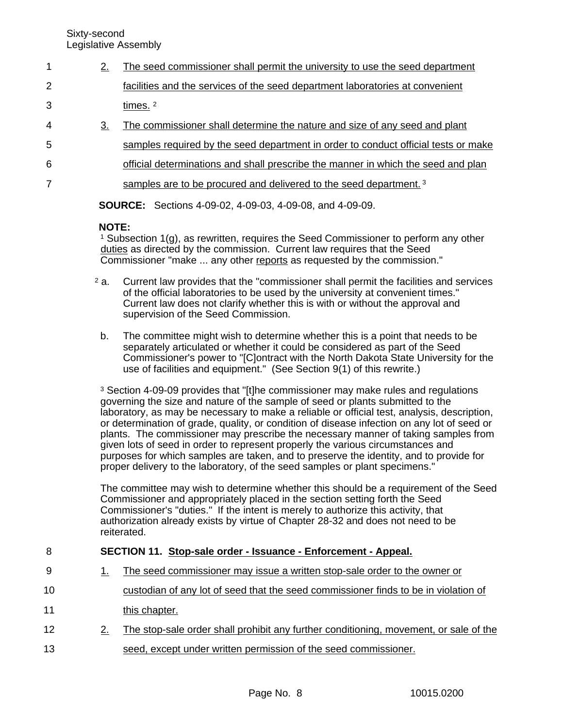2. The seed commissioner shall permit the university to use the seed department facilities and the services of the seed department laboratories at convenient times. [2]

3. The commissioner shall determine the nature and size of any seed and plant samples required by the seed department in order to conduct official tests or make official determinations and shall prescribe the manner in which the seed and plan samples are to be procured and delivered to the seed department. [3]

**SOURCE:** Sections 4-09-02, 4-09-03, 4-09-08, and 4-09-09.

**NOTE:**
[1] Subsection 1(g), as rewritten, requires the Seed Commissioner to perform any other duties as directed by the commission. Current law requires that the Seed Commissioner "make ... any other reports as requested by the commission."

[2] a. Current law provides that the "commissioner shall permit the facilities and services of the official laboratories to be used by the university at convenient times." Current law does not clarify whether this is with or without the approval and supervision of the Seed Commission.

b. The committee might wish to determine whether this is a point that needs to be separately articulated or whether it could be considered as part of the Seed Commissioner's power to "[C]ontract with the North Dakota State University for the use of facilities and equipment." (See Section 9(1) of this rewrite.)

[3] Section 4-09-09 provides that "[t]he commissioner may make rules and regulations governing the size and nature of the sample of seed or plants submitted to the laboratory, as may be necessary to make a reliable or official test, analysis, description, or determination of grade, quality, or condition of disease infection on any lot of seed or plants. The commissioner may prescribe the necessary manner of taking samples from given lots of seed in order to represent properly the various circumstances and purposes for which samples are taken, and to preserve the identity, and to provide for proper delivery to the laboratory, of the seed samples or plant specimens."

The committee may wish to determine whether this should be a requirement of the Seed Commissioner and appropriately placed in the section setting forth the Seed Commissioner's "duties." If the intent is merely to authorize this activity, that authorization already exists by virtue of Chapter 28-32 and does not need to be reiterated.

**SECTION 11. Stop-sale order - Issuance - Enforcement - Appeal.**

1. The seed commissioner may issue a written stop-sale order to the owner or custodian of any lot of seed that the seed commissioner finds to be in violation of this chapter.

2. The stop-sale order shall prohibit any further conditioning, movement, or sale of the seed, except under written permission of the seed commissioner.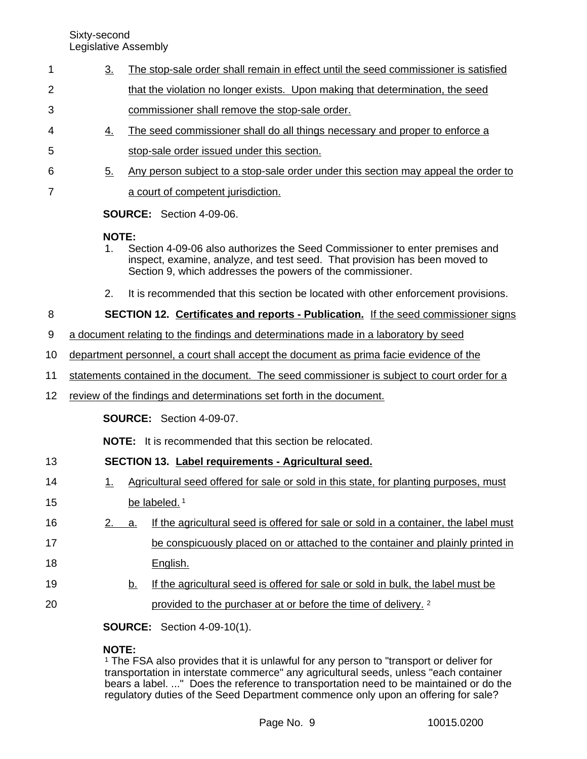3. The stop-sale order shall remain in effect until the seed commissioner is satisfied that the violation no longer exists. Upon making that determination, the seed commissioner shall remove the stop-sale order.

4. The seed commissioner shall do all things necessary and proper to enforce a stop-sale order issued under this section.

5. Any person subject to a stop-sale order under this section may appeal the order to a court of competent jurisdiction.

**SOURCE:** Section 4-09-06.

**NOTE:**
1. Section 4-09-06 also authorizes the Seed Commissioner to enter premises and inspect, examine, analyze, and test seed. That provision has been moved to Section 9, which addresses the powers of the commissioner.
2. It is recommended that this section be located with other enforcement provisions.

**SECTION 12. Certificates and reports - Publication.** If the seed commissioner signs a document relating to the findings and determinations made in a laboratory by seed department personnel, a court shall accept the document as prima facie evidence of the statements contained in the document. The seed commissioner is subject to court order for a review of the findings and determinations set forth in the document.

**SOURCE:** Section 4-09-07.

**NOTE:** It is recommended that this section be relocated.

**SECTION 13. Label requirements - Agricultural seed.**

1. Agricultural seed offered for sale or sold in this state, for planting purposes, must be labeled. [1]

2. a. If the agricultural seed is offered for sale or sold in a container, the label must be conspicuously placed on or attached to the container and plainly printed in English.

   b. If the agricultural seed is offered for sale or sold in bulk, the label must be provided to the purchaser at or before the time of delivery. [2]

**SOURCE:** Section 4-09-10(1).

**NOTE:**
[1] The FSA also provides that it is unlawful for any person to "transport or deliver for transportation in interstate commerce" any agricultural seeds, unless "each container bears a label. ..." Does the reference to transportation need to be maintained or do the regulatory duties of the Seed Department commence only upon an offering for sale?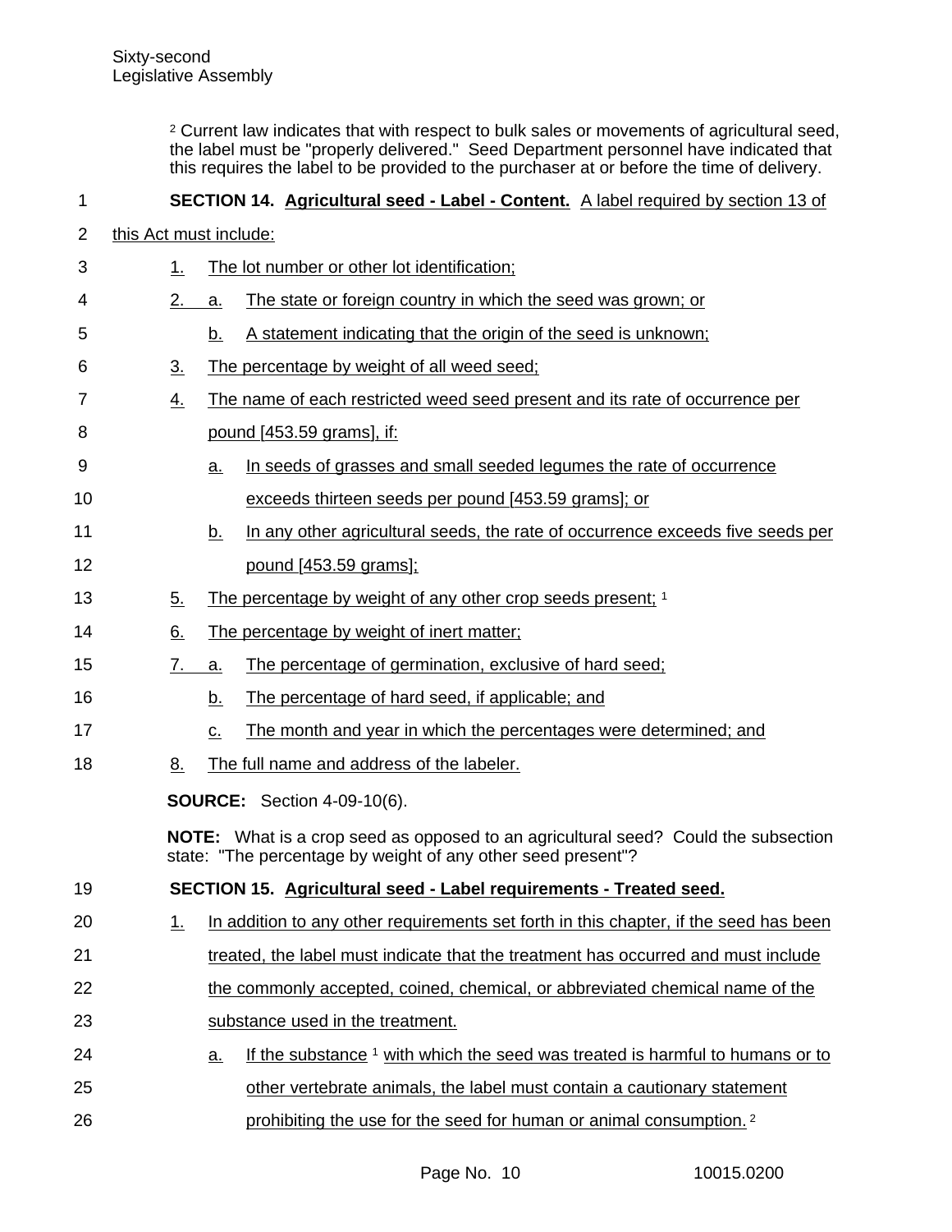[2] Current law indicates that with respect to bulk sales or movements of agricultural seed, the label must be "properly delivered." Seed Department personnel have indicated that this requires the label to be provided to the purchaser at or before the time of delivery.

**SECTION 14. Agricultural seed - Label - Content.** A label required by section 13 of this Act must include:

1. The lot number or other lot identification;
2. a. The state or foreign country in which the seed was grown; or
   b. A statement indicating that the origin of the seed is unknown;
3. The percentage by weight of all weed seed;
4. The name of each restricted weed seed present and its rate of occurrence per pound [453.59 grams], if:
   a. In seeds of grasses and small seeded legumes the rate of occurrence exceeds thirteen seeds per pound [453.59 grams]; or
   b. In any other agricultural seeds, the rate of occurrence exceeds five seeds per pound [453.59 grams];
5. The percentage by weight of any other crop seeds present; [1]
6. The percentage by weight of inert matter;
7. a. The percentage of germination, exclusive of hard seed;
   b. The percentage of hard seed, if applicable; and
   c. The month and year in which the percentages were determined; and
8. The full name and address of the labeler.

**SOURCE:** Section 4-09-10(6).

**NOTE:** What is a crop seed as opposed to an agricultural seed? Could the subsection state: "The percentage by weight of any other seed present"?

**SECTION 15. Agricultural seed - Label requirements - Treated seed.**

1. In addition to any other requirements set forth in this chapter, if the seed has been treated, the label must indicate that the treatment has occurred and must include the commonly accepted, coined, chemical, or abbreviated chemical name of the substance used in the treatment.
   a. If the substance [1] with which the seed was treated is harmful to humans or to other vertebrate animals, the label must contain a cautionary statement prohibiting the use for the seed for human or animal consumption. [2]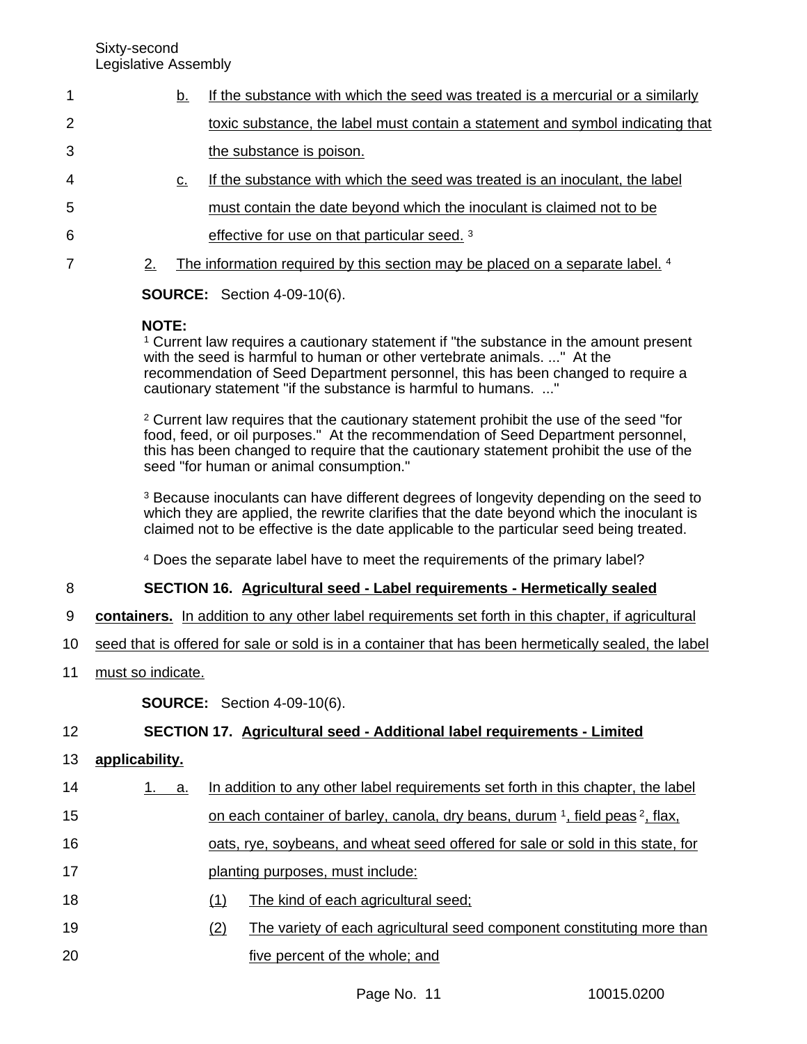b. If the substance with which the seed was treated is a mercurial or a similarly toxic substance, the label must contain a statement and symbol indicating that the substance is poison.

c. If the substance with which the seed was treated is an inoculant, the label must contain the date beyond which the inoculant is claimed not to be effective for use on that particular seed. [3]

2. The information required by this section may be placed on a separate label. [4]

**SOURCE:** Section 4-09-10(6).

**NOTE:**

[1] Current law requires a cautionary statement if "the substance in the amount present with the seed is harmful to human or other vertebrate animals. ..." At the recommendation of Seed Department personnel, this has been changed to require a cautionary statement "if the substance is harmful to humans. ..."

[2] Current law requires that the cautionary statement prohibit the use of the seed "for food, feed, or oil purposes." At the recommendation of Seed Department personnel, this has been changed to require that the cautionary statement prohibit the use of the seed "for human or animal consumption."

[3] Because inoculants can have different degrees of longevity depending on the seed to which they are applied, the rewrite clarifies that the date beyond which the inoculant is claimed not to be effective is the date applicable to the particular seed being treated.

[4] Does the separate label have to meet the requirements of the primary label?

**SECTION 16. Agricultural seed - Label requirements - Hermetically sealed containers.** In addition to any other label requirements set forth in this chapter, if agricultural seed that is offered for sale or sold is in a container that has been hermetically sealed, the label must so indicate.

**SOURCE:** Section 4-09-10(6).

**SECTION 17. Agricultural seed - Additional label requirements - Limited applicability.**

1. a. In addition to any other label requirements set forth in this chapter, the label on each container of barley, canola, dry beans, durum [1], field peas [2], flax, oats, rye, soybeans, and wheat seed offered for sale or sold in this state, for planting purposes, must include:

(1) The kind of each agricultural seed;

(2) The variety of each agricultural seed component constituting more than five percent of the whole; and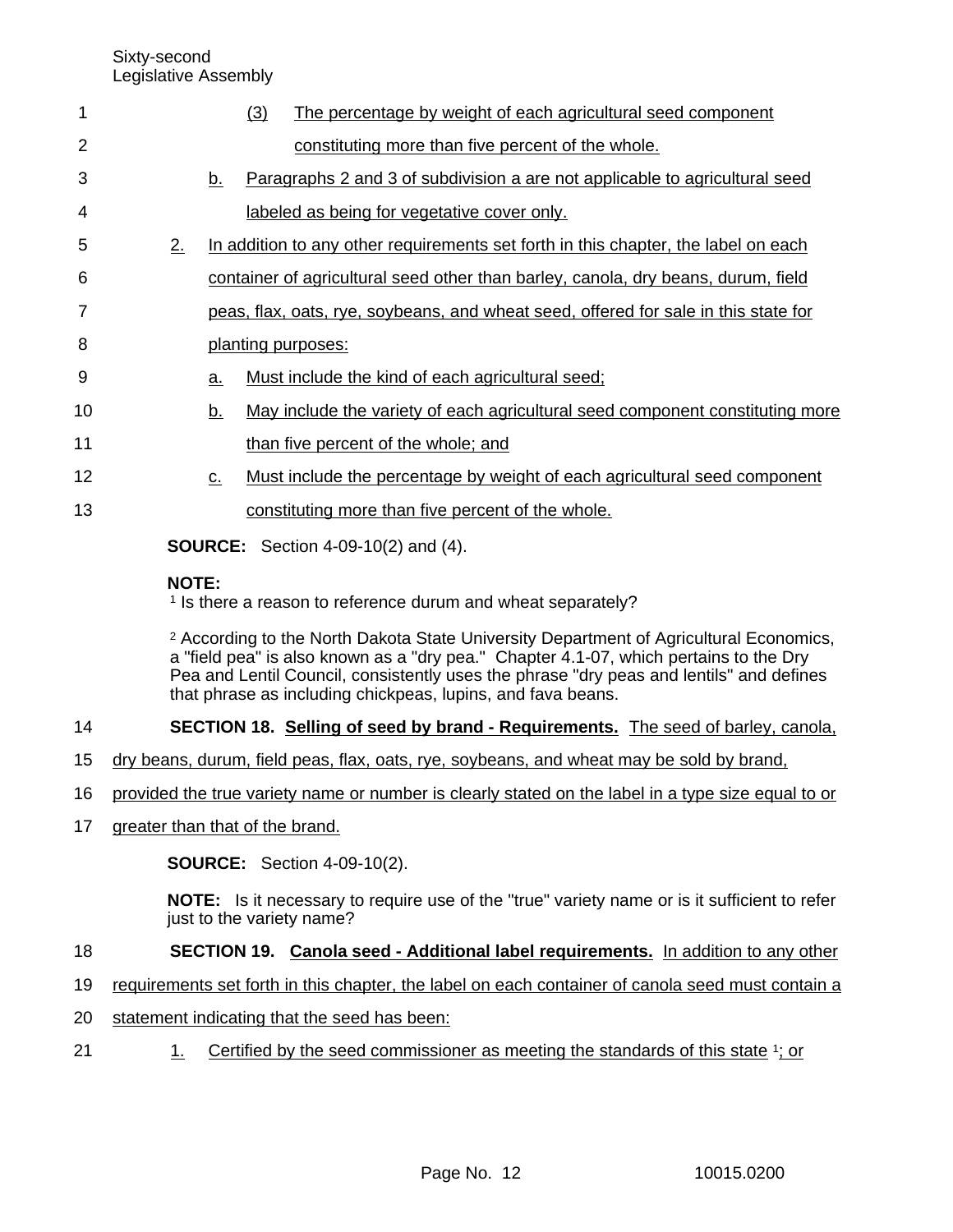(3) The percentage by weight of each agricultural seed component constituting more than five percent of the whole.

b. Paragraphs 2 and 3 of subdivision a are not applicable to agricultural seed labeled as being for vegetative cover only.

2. In addition to any other requirements set forth in this chapter, the label on each container of agricultural seed other than barley, canola, dry beans, durum, field peas, flax, oats, rye, soybeans, and wheat seed, offered for sale in this state for planting purposes:

a. Must include the kind of each agricultural seed;

b. May include the variety of each agricultural seed component constituting more than five percent of the whole; and

c. Must include the percentage by weight of each agricultural seed component constituting more than five percent of the whole.

**SOURCE:** Section 4-09-10(2) and (4).

**NOTE:**
[1] Is there a reason to reference durum and wheat separately?

[2] According to the North Dakota State University Department of Agricultural Economics, a "field pea" is also known as a "dry pea." Chapter 4.1-07, which pertains to the Dry Pea and Lentil Council, consistently uses the phrase "dry peas and lentils" and defines that phrase as including chickpeas, lupins, and fava beans.

**SECTION 18. Selling of seed by brand - Requirements.** The seed of barley, canola, dry beans, durum, field peas, flax, oats, rye, soybeans, and wheat may be sold by brand, provided the true variety name or number is clearly stated on the label in a type size equal to or greater than that of the brand.

**SOURCE:** Section 4-09-10(2).

**NOTE:** Is it necessary to require use of the "true" variety name or is it sufficient to refer just to the variety name?

**SECTION 19. Canola seed - Additional label requirements.** In addition to any other requirements set forth in this chapter, the label on each container of canola seed must contain a statement indicating that the seed has been:

1. Certified by the seed commissioner as meeting the standards of this state [1]; or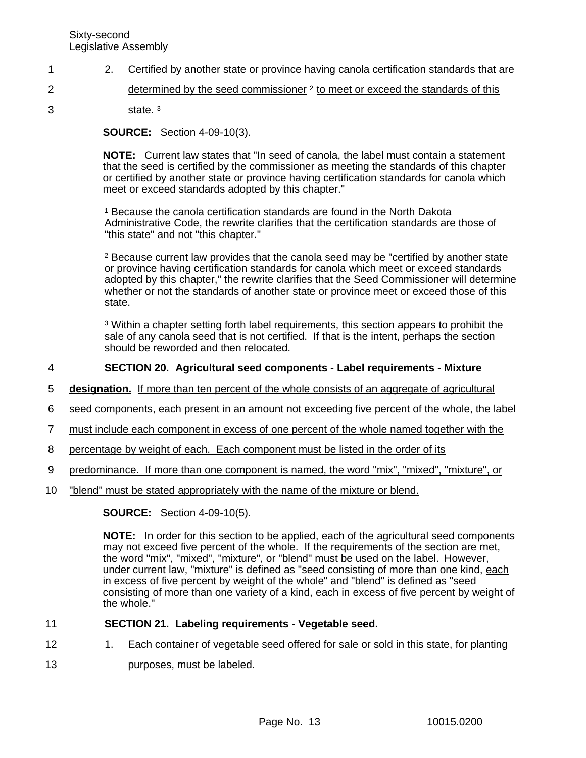2. Certified by another state or province having canola certification standards that are determined by the seed commissioner [2] to meet or exceed the standards of this state. [3]

**SOURCE:** Section 4-09-10(3).

**NOTE:** Current law states that "In seed of canola, the label must contain a statement that the seed is certified by the commissioner as meeting the standards of this chapter or certified by another state or province having certification standards for canola which meet or exceed standards adopted by this chapter."

[1] Because the canola certification standards are found in the North Dakota Administrative Code, the rewrite clarifies that the certification standards are those of "this state" and not "this chapter."

[2] Because current law provides that the canola seed may be "certified by another state or province having certification standards for canola which meet or exceed standards adopted by this chapter," the rewrite clarifies that the Seed Commissioner will determine whether or not the standards of another state or province meet or exceed those of this state.

[3] Within a chapter setting forth label requirements, this section appears to prohibit the sale of any canola seed that is not certified. If that is the intent, perhaps the section should be reworded and then relocated.

**SECTION 20. Agricultural seed components - Label requirements - Mixture designation.** If more than ten percent of the whole consists of an aggregate of agricultural seed components, each present in an amount not exceeding five percent of the whole, the label must include each component in excess of one percent of the whole named together with the percentage by weight of each. Each component must be listed in the order of its predominance. If more than one component is named, the word "mix", "mixed", "mixture", or "blend" must be stated appropriately with the name of the mixture or blend.

**SOURCE:** Section 4-09-10(5).

**NOTE:** In order for this section to be applied, each of the agricultural seed components may not exceed five percent of the whole. If the requirements of the section are met, the word "mix", "mixed", "mixture", or "blend" must be used on the label. However, under current law, "mixture" is defined as "seed consisting of more than one kind, each in excess of five percent by weight of the whole" and "blend" is defined as "seed consisting of more than one variety of a kind, each in excess of five percent by weight of the whole."

**SECTION 21. Labeling requirements - Vegetable seed.**

1. Each container of vegetable seed offered for sale or sold in this state, for planting purposes, must be labeled.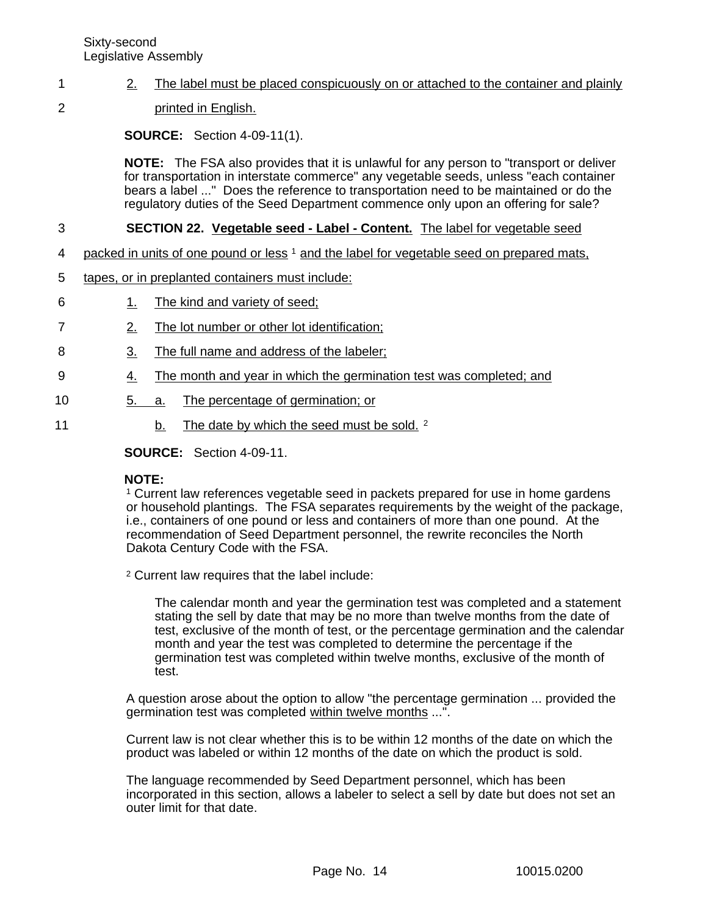2. The label must be placed conspicuously on or attached to the container and plainly printed in English.

**SOURCE:** Section 4-09-11(1).

**NOTE:** The FSA also provides that it is unlawful for any person to "transport or deliver for transportation in interstate commerce" any vegetable seeds, unless "each container bears a label ..." Does the reference to transportation need to be maintained or do the regulatory duties of the Seed Department commence only upon an offering for sale?

**SECTION 22. Vegetable seed - Label - Content.** The label for vegetable seed packed in units of one pound or less [1] and the label for vegetable seed on prepared mats, tapes, or in preplanted containers must include:

1. The kind and variety of seed;
2. The lot number or other lot identification;
3. The full name and address of the labeler;
4. The month and year in which the germination test was completed; and
5. a. The percentage of germination; or

   b. The date by which the seed must be sold. [2]

**SOURCE:** Section 4-09-11.

**NOTE:**

[1] Current law references vegetable seed in packets prepared for use in home gardens or household plantings. The FSA separates requirements by the weight of the package, i.e., containers of one pound or less and containers of more than one pound. At the recommendation of Seed Department personnel, the rewrite reconciles the North Dakota Century Code with the FSA.

[2] Current law requires that the label include:

> The calendar month and year the germination test was completed and a statement stating the sell by date that may be no more than twelve months from the date of test, exclusive of the month of test, or the percentage germination and the calendar month and year the test was completed to determine the percentage if the germination test was completed within twelve months, exclusive of the month of test.

A question arose about the option to allow "the percentage germination ... provided the germination test was completed within twelve months ...".

Current law is not clear whether this is to be within 12 months of the date on which the product was labeled or within 12 months of the date on which the product is sold.

The language recommended by Seed Department personnel, which has been incorporated in this section, allows a labeler to select a sell by date but does not set an outer limit for that date.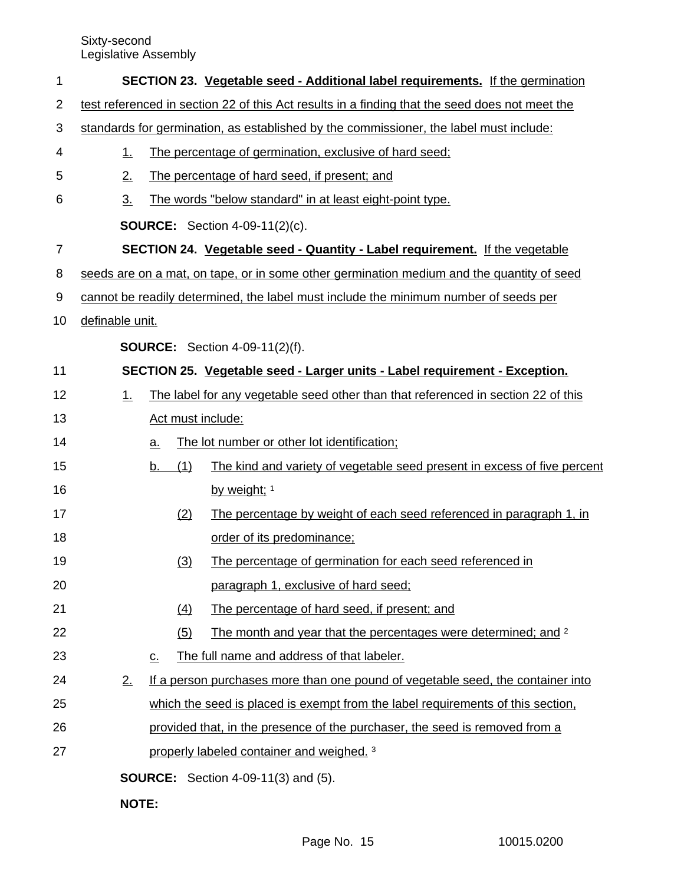**SECTION 23. Vegetable seed - Additional label requirements.** If the germination test referenced in section 22 of this Act results in a finding that the seed does not meet the standards for germination, as established by the commissioner, the label must include:

1. The percentage of germination, exclusive of hard seed;
2. The percentage of hard seed, if present; and
3. The words "below standard" in at least eight-point type.

**SOURCE:** Section 4-09-11(2)(c).

**SECTION 24. Vegetable seed - Quantity - Label requirement.** If the vegetable seeds are on a mat, on tape, or in some other germination medium and the quantity of seed cannot be readily determined, the label must include the minimum number of seeds per definable unit.

**SOURCE:** Section 4-09-11(2)(f).

**SECTION 25. Vegetable seed - Larger units - Label requirement - Exception.**

1. The label for any vegetable seed other than that referenced in section 22 of this Act must include:
   a. The lot number or other lot identification;
   b. (1) The kind and variety of vegetable seed present in excess of five percent by weight; [1]
      (2) The percentage by weight of each seed referenced in paragraph 1, in order of its predominance;
      (3) The percentage of germination for each seed referenced in paragraph 1, exclusive of hard seed;
      (4) The percentage of hard seed, if present; and
      (5) The month and year that the percentages were determined; and [2]
   c. The full name and address of that labeler.
2. If a person purchases more than one pound of vegetable seed, the container into which the seed is placed is exempt from the label requirements of this section, provided that, in the presence of the purchaser, the seed is removed from a properly labeled container and weighed. [3]

**SOURCE:** Section 4-09-11(3) and (5).

**NOTE:**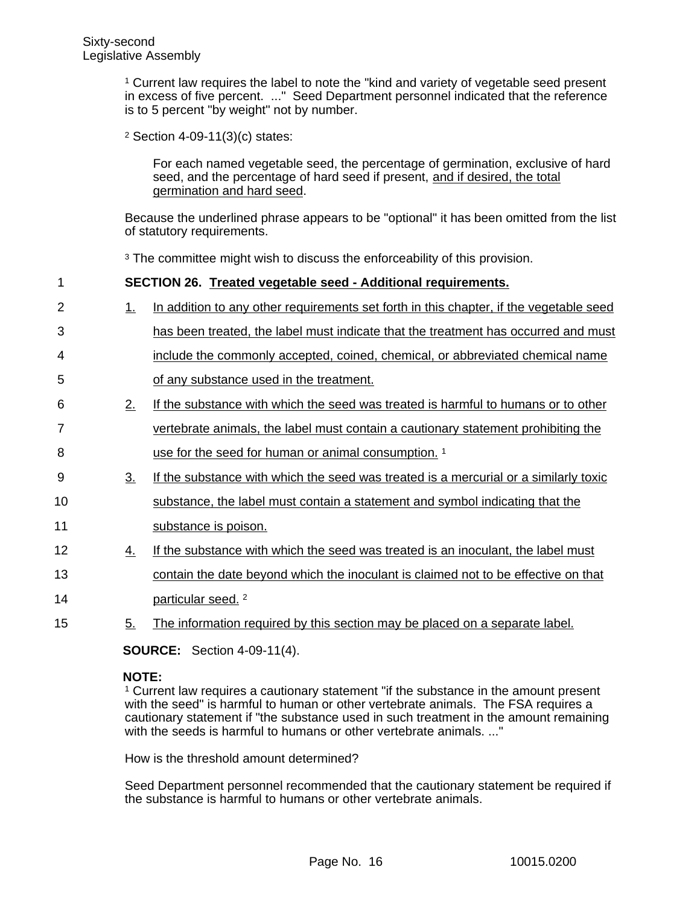[1] Current law requires the label to note the "kind and variety of vegetable seed present in excess of five percent. ..." Seed Department personnel indicated that the reference is to 5 percent "by weight" not by number.

[2] Section 4-09-11(3)(c) states:

> For each named vegetable seed, the percentage of germination, exclusive of hard seed, and the percentage of hard seed if present, and if desired, the total germination and hard seed.

Because the underlined phrase appears to be "optional" it has been omitted from the list of statutory requirements.

[3] The committee might wish to discuss the enforceability of this provision.

**SECTION 26. Treated vegetable seed - Additional requirements.**

1. In addition to any other requirements set forth in this chapter, if the vegetable seed has been treated, the label must indicate that the treatment has occurred and must include the commonly accepted, coined, chemical, or abbreviated chemical name of any substance used in the treatment.
2. If the substance with which the seed was treated is harmful to humans or to other vertebrate animals, the label must contain a cautionary statement prohibiting the use for the seed for human or animal consumption. [1]
3. If the substance with which the seed was treated is a mercurial or a similarly toxic substance, the label must contain a statement and symbol indicating that the substance is poison.
4. If the substance with which the seed was treated is an inoculant, the label must contain the date beyond which the inoculant is claimed not to be effective on that particular seed. [2]
5. The information required by this section may be placed on a separate label.

**SOURCE:** Section 4-09-11(4).

**NOTE:**
[1] Current law requires a cautionary statement "if the substance in the amount present with the seed" is harmful to human or other vertebrate animals. The FSA requires a cautionary statement if "the substance used in such treatment in the amount remaining with the seeds is harmful to humans or other vertebrate animals. ..."

How is the threshold amount determined?

Seed Department personnel recommended that the cautionary statement be required if the substance is harmful to humans or other vertebrate animals.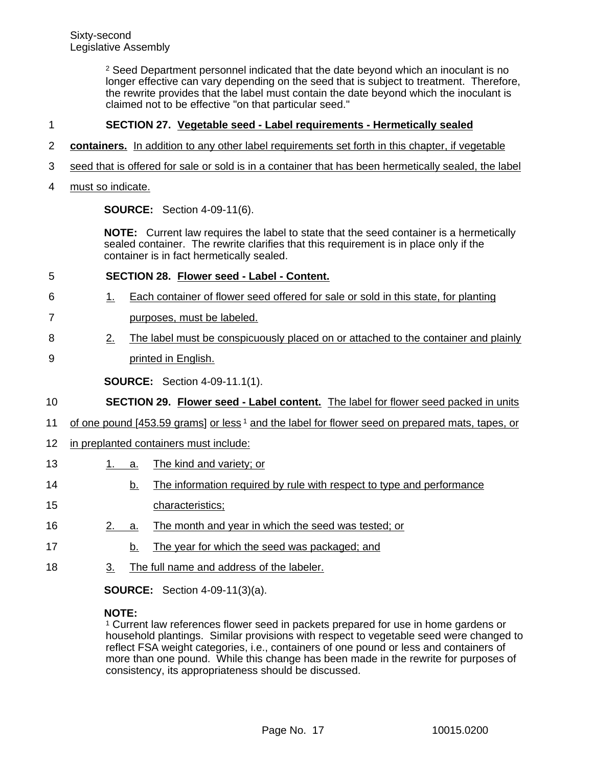[2] Seed Department personnel indicated that the date beyond which an inoculant is no longer effective can vary depending on the seed that is subject to treatment. Therefore, the rewrite provides that the label must contain the date beyond which the inoculant is claimed not to be effective "on that particular seed."

**SECTION 27. Vegetable seed - Label requirements - Hermetically sealed containers.** In addition to any other label requirements set forth in this chapter, if vegetable seed that is offered for sale or sold is in a container that has been hermetically sealed, the label must so indicate.

**SOURCE:** Section 4-09-11(6).

**NOTE:** Current law requires the label to state that the seed container is a hermetically sealed container. The rewrite clarifies that this requirement is in place only if the container is in fact hermetically sealed.

**SECTION 28. Flower seed - Label - Content.**

1. Each container of flower seed offered for sale or sold in this state, for planting purposes, must be labeled.
2. The label must be conspicuously placed on or attached to the container and plainly printed in English.

**SOURCE:** Section 4-09-11.1(1).

**SECTION 29. Flower seed - Label content.** The label for flower seed packed in units of one pound [453.59 grams] or less [1] and the label for flower seed on prepared mats, tapes, or in preplanted containers must include:

1. a. The kind and variety; or
   b. The information required by rule with respect to type and performance characteristics;
2. a. The month and year in which the seed was tested; or
   b. The year for which the seed was packaged; and
3. The full name and address of the labeler.

**SOURCE:** Section 4-09-11(3)(a).

**NOTE:**
[1] Current law references flower seed in packets prepared for use in home gardens or household plantings. Similar provisions with respect to vegetable seed were changed to reflect FSA weight categories, i.e., containers of one pound or less and containers of more than one pound. While this change has been made in the rewrite for purposes of consistency, its appropriateness should be discussed.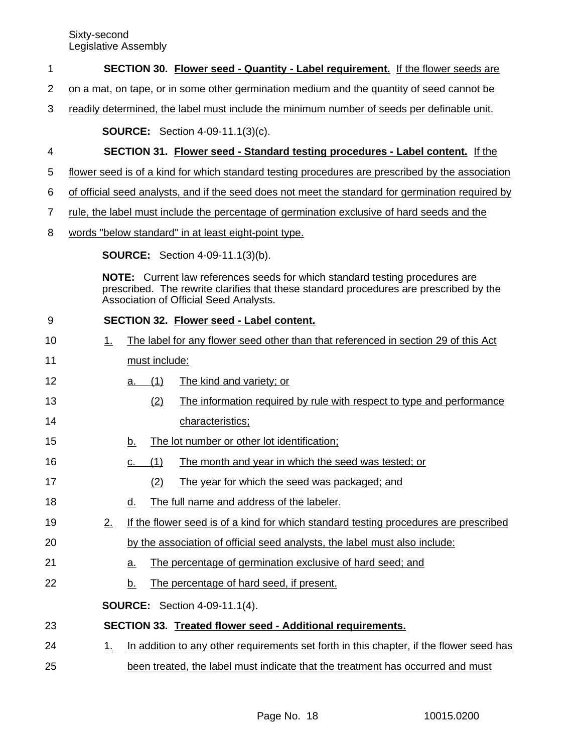**SECTION 30. Flower seed - Quantity - Label requirement.** If the flower seeds are on a mat, on tape, or in some other germination medium and the quantity of seed cannot be readily determined, the label must include the minimum number of seeds per definable unit.

**SOURCE:** Section 4-09-11.1(3)(c).

**SECTION 31. Flower seed - Standard testing procedures - Label content.** If the flower seed is of a kind for which standard testing procedures are prescribed by the association of official seed analysts, and if the seed does not meet the standard for germination required by rule, the label must include the percentage of germination exclusive of hard seeds and the words "below standard" in at least eight-point type.

**SOURCE:** Section 4-09-11.1(3)(b).

**NOTE:** Current law references seeds for which standard testing procedures are prescribed. The rewrite clarifies that these standard procedures are prescribed by the Association of Official Seed Analysts.

**SECTION 32. Flower seed - Label content.**

1. The label for any flower seed other than that referenced in section 29 of this Act must include:
   a. (1) The kind and variety; or
      (2) The information required by rule with respect to type and performance characteristics;
   b. The lot number or other lot identification;
   c. (1) The month and year in which the seed was tested; or
      (2) The year for which the seed was packaged; and
   d. The full name and address of the labeler.
2. If the flower seed is of a kind for which standard testing procedures are prescribed by the association of official seed analysts, the label must also include:
   a. The percentage of germination exclusive of hard seed; and
   b. The percentage of hard seed, if present.

**SOURCE:** Section 4-09-11.1(4).

**SECTION 33. Treated flower seed - Additional requirements.**

1. In addition to any other requirements set forth in this chapter, if the flower seed has been treated, the label must indicate that the treatment has occurred and must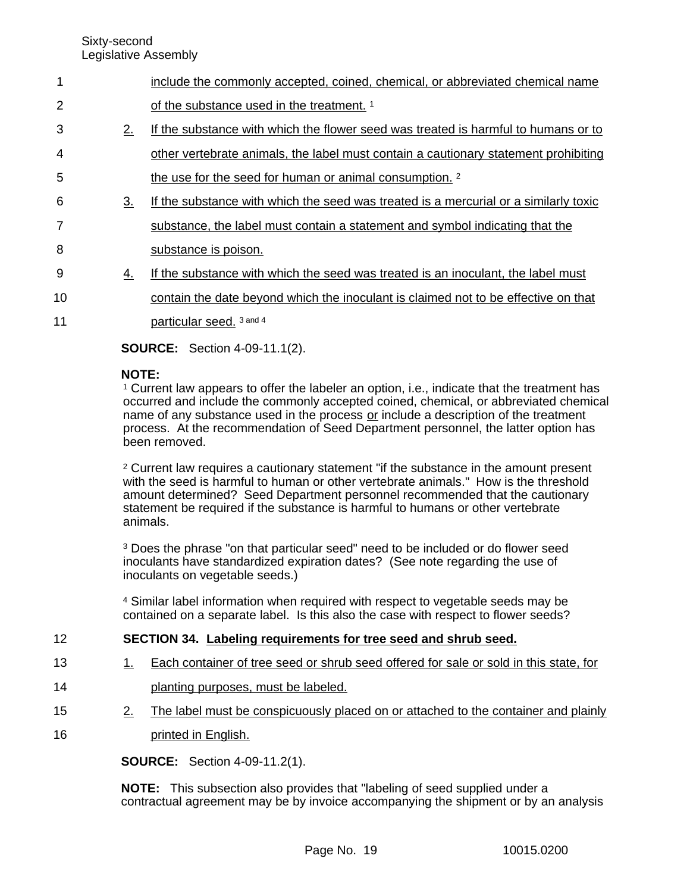include the commonly accepted, coined, chemical, or abbreviated chemical name of the substance used in the treatment. [1]

2. If the substance with which the flower seed was treated is harmful to humans or to other vertebrate animals, the label must contain a cautionary statement prohibiting the use for the seed for human or animal consumption. [2]

3. If the substance with which the seed was treated is a mercurial or a similarly toxic substance, the label must contain a statement and symbol indicating that the substance is poison.

4. If the substance with which the seed was treated is an inoculant, the label must contain the date beyond which the inoculant is claimed not to be effective on that particular seed. [3 and 4]

**SOURCE:** Section 4-09-11.1(2).

**NOTE:**
[1] Current law appears to offer the labeler an option, i.e., indicate that the treatment has occurred and include the commonly accepted coined, chemical, or abbreviated chemical name of any substance used in the process <u>or</u> include a description of the treatment process. At the recommendation of Seed Department personnel, the latter option has been removed.

[2] Current law requires a cautionary statement "if the substance in the amount present with the seed is harmful to human or other vertebrate animals." How is the threshold amount determined? Seed Department personnel recommended that the cautionary statement be required if the substance is harmful to humans or other vertebrate animals.

[3] Does the phrase "on that particular seed" need to be included or do flower seed inoculants have standardized expiration dates? (See note regarding the use of inoculants on vegetable seeds.)

[4] Similar label information when required with respect to vegetable seeds may be contained on a separate label. Is this also the case with respect to flower seeds?

**SECTION 34. Labeling requirements for tree seed and shrub seed.**

1. Each container of tree seed or shrub seed offered for sale or sold in this state, for planting purposes, must be labeled.

2. The label must be conspicuously placed on or attached to the container and plainly printed in English.

**SOURCE:** Section 4-09-11.2(1).

**NOTE:** This subsection also provides that "labeling of seed supplied under a contractual agreement may be by invoice accompanying the shipment or by an analysis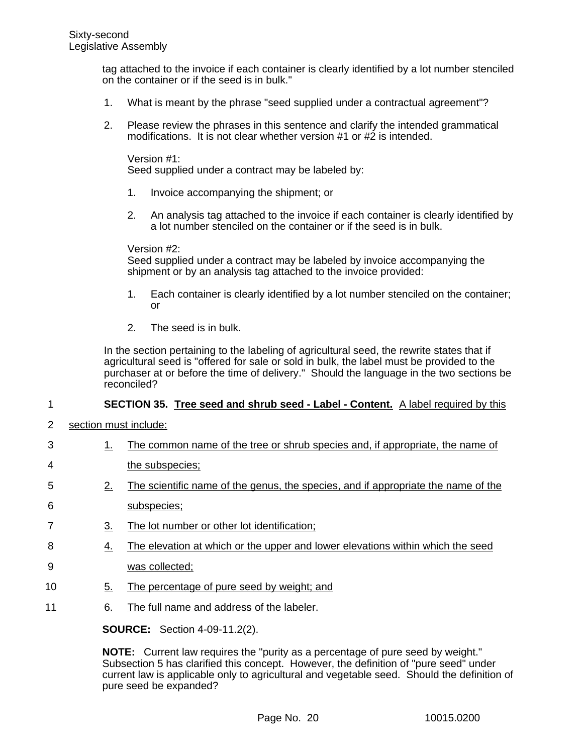tag attached to the invoice if each container is clearly identified by a lot number stenciled on the container or if the seed is in bulk."

1. What is meant by the phrase "seed supplied under a contractual agreement"?

2. Please review the phrases in this sentence and clarify the intended grammatical modifications. It is not clear whether version #1 or #2 is intended.

   Version #1:
   Seed supplied under a contract may be labeled by:

   1. Invoice accompanying the shipment; or

   2. An analysis tag attached to the invoice if each container is clearly identified by a lot number stenciled on the container or if the seed is in bulk.

   Version #2:
   Seed supplied under a contract may be labeled by invoice accompanying the shipment or by an analysis tag attached to the invoice provided:

   1. Each container is clearly identified by a lot number stenciled on the container; or

   2. The seed is in bulk.

In the section pertaining to the labeling of agricultural seed, the rewrite states that if agricultural seed is "offered for sale or sold in bulk, the label must be provided to the purchaser at or before the time of delivery." Should the language in the two sections be reconciled?

**SECTION 35. <u>Tree seed and shrub seed - Label - Content.</u>** <u>A label required by this section must include:</u>

1. <u>The common name of the tree or shrub species and, if appropriate, the name of the subspecies;</u>
2. <u>The scientific name of the genus, the species, and if appropriate the name of the subspecies;</u>
3. <u>The lot number or other lot identification;</u>
4. <u>The elevation at which or the upper and lower elevations within which the seed was collected;</u>
5. <u>The percentage of pure seed by weight; and</u>
6. <u>The full name and address of the labeler.</u>

**SOURCE:** Section 4-09-11.2(2).

**NOTE:** Current law requires the "purity as a percentage of pure seed by weight." Subsection 5 has clarified this concept. However, the definition of "pure seed" under current law is applicable only to agricultural and vegetable seed. Should the definition of pure seed be expanded?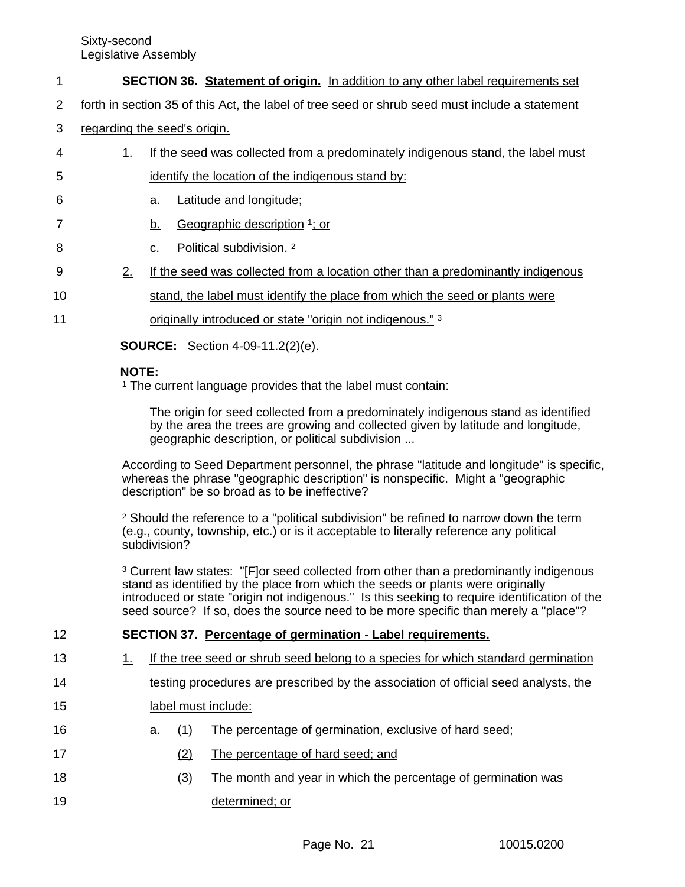**SECTION 36. Statement of origin.** In addition to any other label requirements set forth in section 35 of this Act, the label of tree seed or shrub seed must include a statement regarding the seed's origin.

1. If the seed was collected from a predominately indigenous stand, the label must identify the location of the indigenous stand by:
   a. Latitude and longitude;
   b. Geographic description [1]; or
   c. Political subdivision. [2]
2. If the seed was collected from a location other than a predominantly indigenous stand, the label must identify the place from which the seed or plants were originally introduced or state "origin not indigenous." [3]

**SOURCE:** Section 4-09-11.2(2)(e).

**NOTE:**
[1] The current language provides that the label must contain:

> The origin for seed collected from a predominately indigenous stand as identified by the area the trees are growing and collected given by latitude and longitude, geographic description, or political subdivision ...

According to Seed Department personnel, the phrase "latitude and longitude" is specific, whereas the phrase "geographic description" is nonspecific. Might a "geographic description" be so broad as to be ineffective?

[2] Should the reference to a "political subdivision" be refined to narrow down the term (e.g., county, township, etc.) or is it acceptable to literally reference any political subdivision?

[3] Current law states: "[F]or seed collected from other than a predominantly indigenous stand as identified by the place from which the seeds or plants were originally introduced or state "origin not indigenous." Is this seeking to require identification of the seed source? If so, does the source need to be more specific than merely a "place"?

**SECTION 37. Percentage of germination - Label requirements.**

1. If the tree seed or shrub seed belong to a species for which standard germination testing procedures are prescribed by the association of official seed analysts, the label must include:
   a. (1) The percentage of germination, exclusive of hard seed;
      (2) The percentage of hard seed; and
      (3) The month and year in which the percentage of germination was determined; or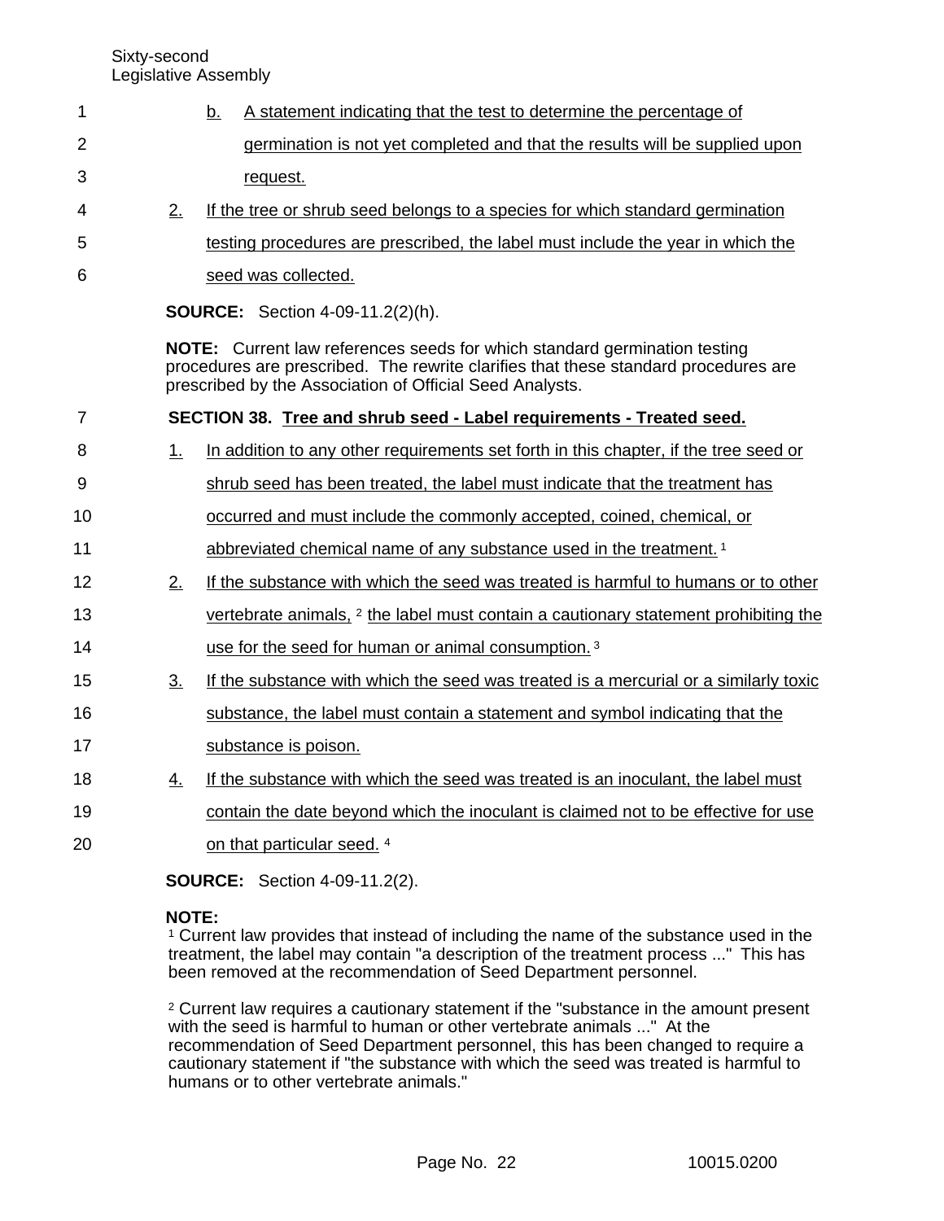b. A statement indicating that the test to determine the percentage of germination is not yet completed and that the results will be supplied upon request.

2. If the tree or shrub seed belongs to a species for which standard germination testing procedures are prescribed, the label must include the year in which the seed was collected.

**SOURCE:** Section 4-09-11.2(2)(h).

**NOTE:** Current law references seeds for which standard germination testing procedures are prescribed. The rewrite clarifies that these standard procedures are prescribed by the Association of Official Seed Analysts.

**SECTION 38. Tree and shrub seed - Label requirements - Treated seed.**

1. In addition to any other requirements set forth in this chapter, if the tree seed or shrub seed has been treated, the label must indicate that the treatment has occurred and must include the commonly accepted, coined, chemical, or abbreviated chemical name of any substance used in the treatment. [1]

2. If the substance with which the seed was treated is harmful to humans or to other vertebrate animals, [2] the label must contain a cautionary statement prohibiting the use for the seed for human or animal consumption. [3]

3. If the substance with which the seed was treated is a mercurial or a similarly toxic substance, the label must contain a statement and symbol indicating that the substance is poison.

4. If the substance with which the seed was treated is an inoculant, the label must contain the date beyond which the inoculant is claimed not to be effective for use on that particular seed. [4]

**SOURCE:** Section 4-09-11.2(2).

**NOTE:**

[1] Current law provides that instead of including the name of the substance used in the treatment, the label may contain "a description of the treatment process ..." This has been removed at the recommendation of Seed Department personnel.

[2] Current law requires a cautionary statement if the "substance in the amount present with the seed is harmful to human or other vertebrate animals ..." At the recommendation of Seed Department personnel, this has been changed to require a cautionary statement if "the substance with which the seed was treated is harmful to humans or to other vertebrate animals."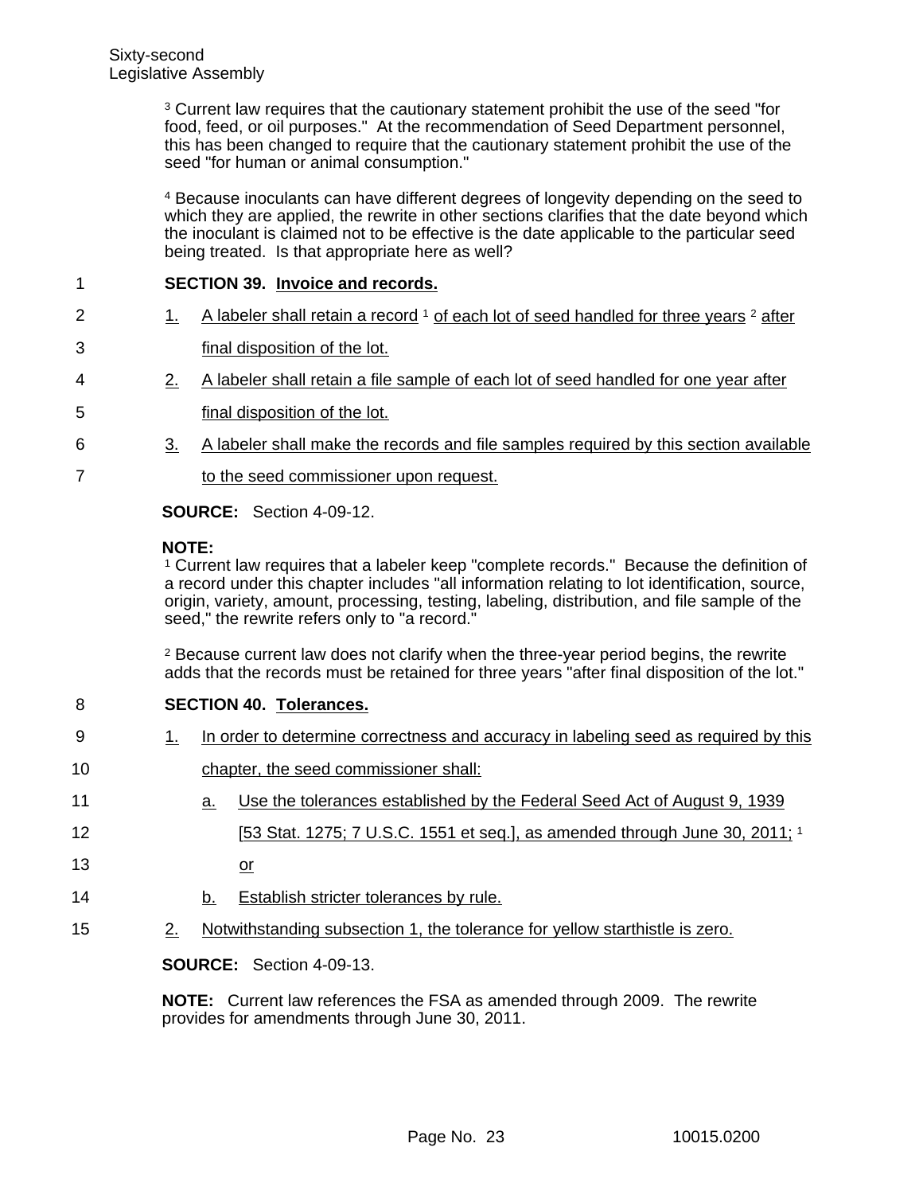[3] Current law requires that the cautionary statement prohibit the use of the seed "for food, feed, or oil purposes." At the recommendation of Seed Department personnel, this has been changed to require that the cautionary statement prohibit the use of the seed "for human or animal consumption."

[4] Because inoculants can have different degrees of longevity depending on the seed to which they are applied, the rewrite in other sections clarifies that the date beyond which the inoculant is claimed not to be effective is the date applicable to the particular seed being treated. Is that appropriate here as well?

**SECTION 39. Invoice and records.**

1. A labeler shall retain a record [1] of each lot of seed handled for three years [2] after final disposition of the lot.
2. A labeler shall retain a file sample of each lot of seed handled for one year after final disposition of the lot.
3. A labeler shall make the records and file samples required by this section available to the seed commissioner upon request.

**SOURCE:** Section 4-09-12.

**NOTE:**
[1] Current law requires that a labeler keep "complete records." Because the definition of a record under this chapter includes "all information relating to lot identification, source, origin, variety, amount, processing, testing, labeling, distribution, and file sample of the seed," the rewrite refers only to "a record."

[2] Because current law does not clarify when the three-year period begins, the rewrite adds that the records must be retained for three years "after final disposition of the lot."

**SECTION 40. Tolerances.**

1. In order to determine correctness and accuracy in labeling seed as required by this chapter, the seed commissioner shall:
   a. Use the tolerances established by the Federal Seed Act of August 9, 1939 [53 Stat. 1275; 7 U.S.C. 1551 et seq.], as amended through June 30, 2011; [1] or
   b. Establish stricter tolerances by rule.
2. Notwithstanding subsection 1, the tolerance for yellow starthistle is zero.

**SOURCE:** Section 4-09-13.

**NOTE:** Current law references the FSA as amended through 2009. The rewrite provides for amendments through June 30, 2011.